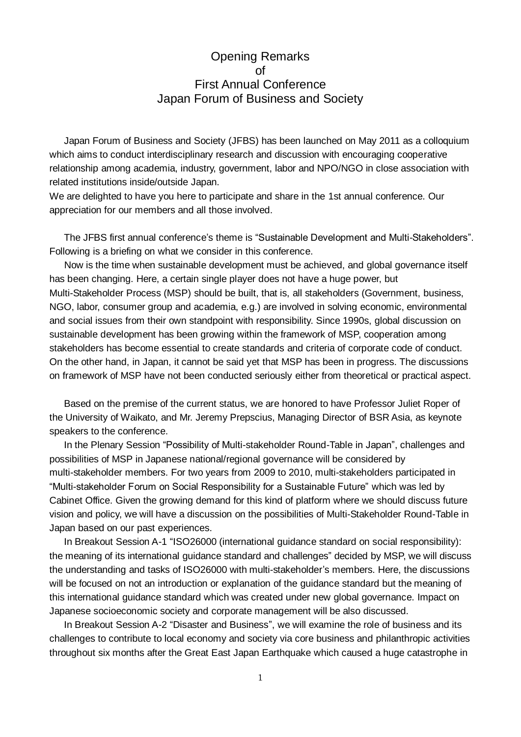# Opening Remarks
# of
# First Annual Conference
# Japan Forum of Business and Society

Japan Forum of Business and Society (JFBS) has been launched on May 2011 as a colloquium which aims to conduct interdisciplinary research and discussion with encouraging cooperative relationship among academia, industry, government, labor and NPO/NGO in close association with related institutions inside/outside Japan.
We are delighted to have you here to participate and share in the 1st annual conference. Our appreciation for our members and all those involved.

The JFBS first annual conference's theme is "Sustainable Development and Multi-Stakeholders". Following is a briefing on what we consider in this conference.

Now is the time when sustainable development must be achieved, and global governance itself has been changing. Here, a certain single player does not have a huge power, but Multi-Stakeholder Process (MSP) should be built, that is, all stakeholders (Government, business, NGO, labor, consumer group and academia, e.g.) are involved in solving economic, environmental and social issues from their own standpoint with responsibility. Since 1990s, global discussion on sustainable development has been growing within the framework of MSP, cooperation among stakeholders has become essential to create standards and criteria of corporate code of conduct. On the other hand, in Japan, it cannot be said yet that MSP has been in progress. The discussions on framework of MSP have not been conducted seriously either from theoretical or practical aspect.

Based on the premise of the current status, we are honored to have Professor Juliet Roper of the University of Waikato, and Mr. Jeremy Prepscius, Managing Director of BSR Asia, as keynote speakers to the conference.

In the Plenary Session "Possibility of Multi-stakeholder Round-Table in Japan", challenges and possibilities of MSP in Japanese national/regional governance will be considered by multi-stakeholder members. For two years from 2009 to 2010, multi-stakeholders participated in "Multi-stakeholder Forum on Social Responsibility for a Sustainable Future" which was led by Cabinet Office. Given the growing demand for this kind of platform where we should discuss future vision and policy, we will have a discussion on the possibilities of Multi-Stakeholder Round-Table in Japan based on our past experiences.

In Breakout Session A-1 "ISO26000 (international guidance standard on social responsibility): the meaning of its international guidance standard and challenges" decided by MSP, we will discuss the understanding and tasks of ISO26000 with multi-stakeholder's members. Here, the discussions will be focused on not an introduction or explanation of the guidance standard but the meaning of this international guidance standard which was created under new global governance. Impact on Japanese socioeconomic society and corporate management will be also discussed.

In Breakout Session A-2 "Disaster and Business", we will examine the role of business and its challenges to contribute to local economy and society via core business and philanthropic activities throughout six months after the Great East Japan Earthquake which caused a huge catastrophe in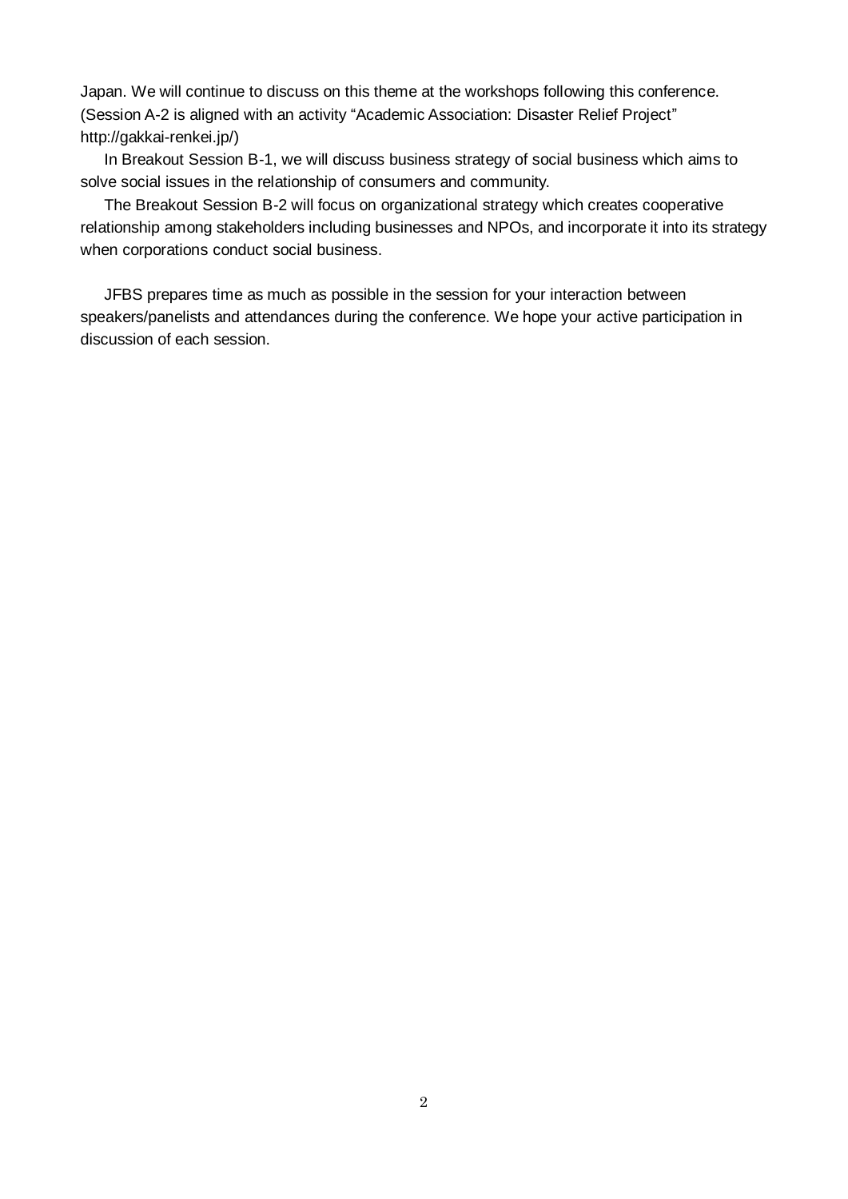Japan. We will continue to discuss on this theme at the workshops following this conference. (Session A-2 is aligned with an activity "Academic Association: Disaster Relief Project" http://gakkai-renkei.jp/)

In Breakout Session B-1, we will discuss business strategy of social business which aims to solve social issues in the relationship of consumers and community.

The Breakout Session B-2 will focus on organizational strategy which creates cooperative relationship among stakeholders including businesses and NPOs, and incorporate it into its strategy when corporations conduct social business.

JFBS prepares time as much as possible in the session for your interaction between speakers/panelists and attendances during the conference. We hope your active participation in discussion of each session.